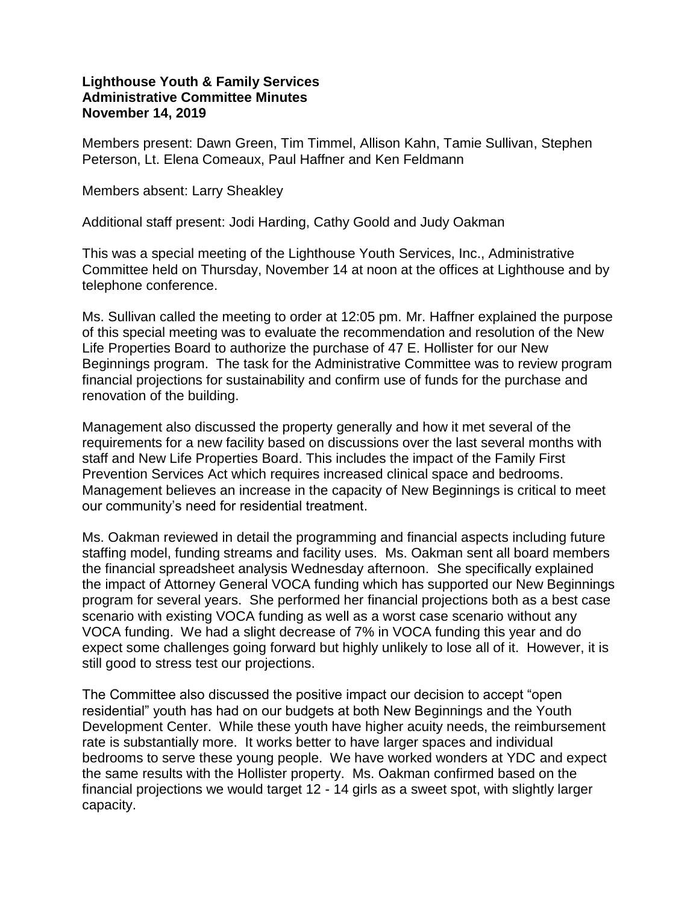**Lighthouse Youth & Family Services**
**Administrative Committee Minutes**
**November 14, 2019**

Members present: Dawn Green, Tim Timmel, Allison Kahn, Tamie Sullivan, Stephen Peterson, Lt. Elena Comeaux, Paul Haffner and Ken Feldmann

Members absent: Larry Sheakley

Additional staff present: Jodi Harding, Cathy Goold and Judy Oakman

This was a special meeting of the Lighthouse Youth Services, Inc., Administrative Committee held on Thursday, November 14 at noon at the offices at Lighthouse and by telephone conference.

Ms. Sullivan called the meeting to order at 12:05 pm. Mr. Haffner explained the purpose of this special meeting was to evaluate the recommendation and resolution of the New Life Properties Board to authorize the purchase of 47 E. Hollister for our New Beginnings program. The task for the Administrative Committee was to review program financial projections for sustainability and confirm use of funds for the purchase and renovation of the building.

Management also discussed the property generally and how it met several of the requirements for a new facility based on discussions over the last several months with staff and New Life Properties Board. This includes the impact of the Family First Prevention Services Act which requires increased clinical space and bedrooms. Management believes an increase in the capacity of New Beginnings is critical to meet our community's need for residential treatment.

Ms. Oakman reviewed in detail the programming and financial aspects including future staffing model, funding streams and facility uses. Ms. Oakman sent all board members the financial spreadsheet analysis Wednesday afternoon. She specifically explained the impact of Attorney General VOCA funding which has supported our New Beginnings program for several years. She performed her financial projections both as a best case scenario with existing VOCA funding as well as a worst case scenario without any VOCA funding. We had a slight decrease of 7% in VOCA funding this year and do expect some challenges going forward but highly unlikely to lose all of it. However, it is still good to stress test our projections.

The Committee also discussed the positive impact our decision to accept "open residential" youth has had on our budgets at both New Beginnings and the Youth Development Center. While these youth have higher acuity needs, the reimbursement rate is substantially more. It works better to have larger spaces and individual bedrooms to serve these young people. We have worked wonders at YDC and expect the same results with the Hollister property. Ms. Oakman confirmed based on the financial projections we would target 12 - 14 girls as a sweet spot, with slightly larger capacity.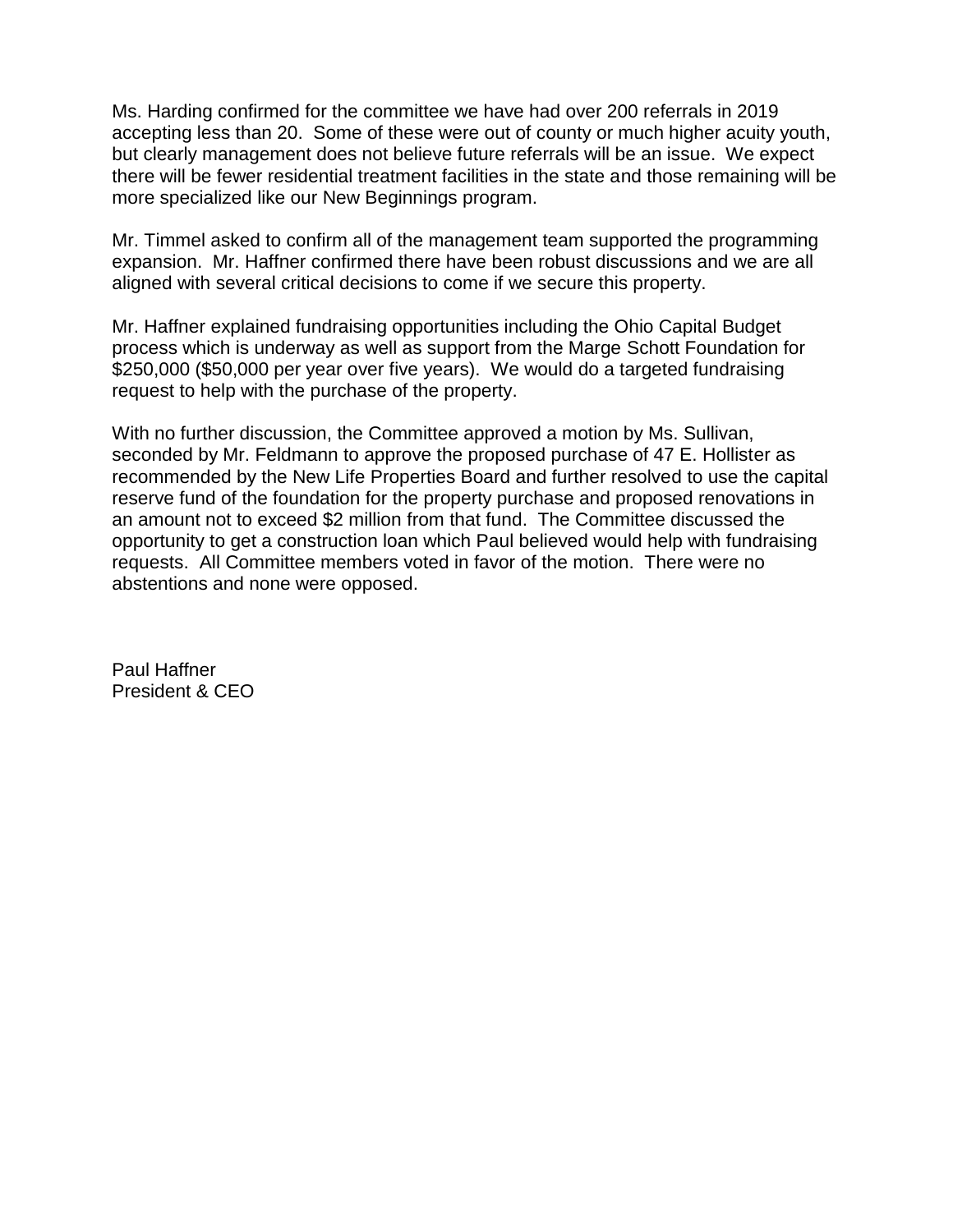Ms. Harding confirmed for the committee we have had over 200 referrals in 2019 accepting less than 20. Some of these were out of county or much higher acuity youth, but clearly management does not believe future referrals will be an issue. We expect there will be fewer residential treatment facilities in the state and those remaining will be more specialized like our New Beginnings program.

Mr. Timmel asked to confirm all of the management team supported the programming expansion. Mr. Haffner confirmed there have been robust discussions and we are all aligned with several critical decisions to come if we secure this property.

Mr. Haffner explained fundraising opportunities including the Ohio Capital Budget process which is underway as well as support from the Marge Schott Foundation for $250,000 ($50,000 per year over five years). We would do a targeted fundraising request to help with the purchase of the property.

With no further discussion, the Committee approved a motion by Ms. Sullivan, seconded by Mr. Feldmann to approve the proposed purchase of 47 E. Hollister as recommended by the New Life Properties Board and further resolved to use the capital reserve fund of the foundation for the property purchase and proposed renovations in an amount not to exceed $2 million from that fund. The Committee discussed the opportunity to get a construction loan which Paul believed would help with fundraising requests. All Committee members voted in favor of the motion. There were no abstentions and none were opposed.

Paul Haffner
President & CEO